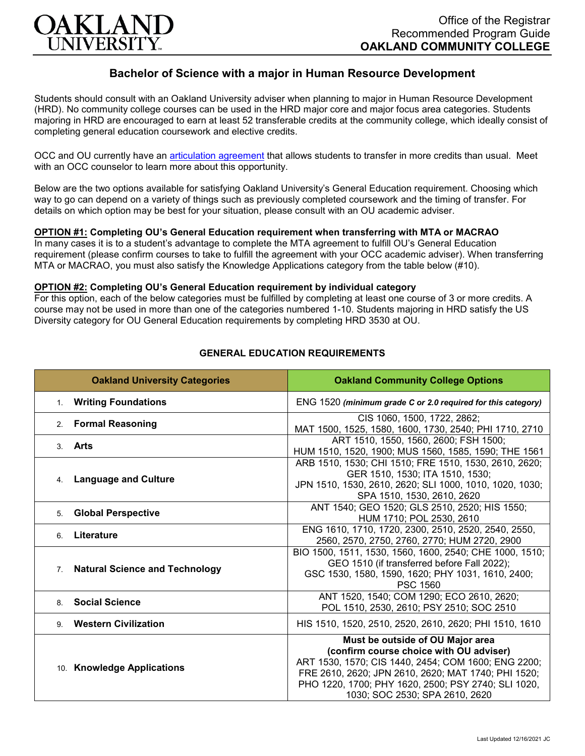OAKLAND UNIVERSITY

Office of the Registrar
Recommended Program Guide
**OAKLAND COMMUNITY COLLEGE**

# Bachelor of Science with a major in Human Resource Development

Students should consult with an Oakland University adviser when planning to major in Human Resource Development (HRD). No community college courses can be used in the HRD major core and major focus area categories. Students majoring in HRD are encouraged to earn at least 52 transferable credits at the community college, which ideally consist of completing general education coursework and elective credits.

OCC and OU currently have an articulation agreement that allows students to transfer in more credits than usual. Meet with an OCC counselor to learn more about this opportunity.

Below are the two options available for satisfying Oakland University's General Education requirement. Choosing which way to go can depend on a variety of things such as previously completed coursework and the timing of transfer. For details on which option may be best for your situation, please consult with an OU academic adviser.

**OPTION #1: Completing OU's General Education requirement when transferring with MTA or MACRAO**
In many cases it is to a student's advantage to complete the MTA agreement to fulfill OU's General Education requirement (please confirm courses to take to fulfill the agreement with your OCC academic adviser). When transferring MTA or MACRAO, you must also satisfy the Knowledge Applications category from the table below (#10).

**OPTION #2: Completing OU's General Education requirement by individual category**
For this option, each of the below categories must be fulfilled by completing at least one course of 3 or more credits. A course may not be used in more than one of the categories numbered 1-10. Students majoring in HRD satisfy the US Diversity category for OU General Education requirements by completing HRD 3530 at OU.

## GENERAL EDUCATION REQUIREMENTS

| Oakland University Categories | Oakland Community College Options |
|---|---|
| 1. **Writing Foundations** | ENG 1520 *(minimum grade C or 2.0 required for this category)* |
| 2. **Formal Reasoning** | CIS 1060, 1500, 1722, 2862; MAT 1500, 1525, 1580, 1600, 1730, 2540; PHI 1710, 2710 |
| 3. **Arts** | ART 1510, 1550, 1560, 2600; FSH 1500; HUM 1510, 1520, 1900; MUS 1560, 1585, 1590; THE 1561 |
| 4. **Language and Culture** | ARB 1510, 1530; CHI 1510; FRE 1510, 1530, 2610, 2620; GER 1510, 1530; ITA 1510, 1530; JPN 1510, 1530, 2610, 2620; SLI 1000, 1010, 1020, 1030; SPA 1510, 1530, 2610, 2620 |
| 5. **Global Perspective** | ANT 1540; GEO 1520; GLS 2510, 2520; HIS 1550; HUM 1710; POL 2530, 2610 |
| 6. **Literature** | ENG 1610, 1710, 1720, 2300, 2510, 2520, 2540, 2550, 2560, 2570, 2750, 2760, 2770; HUM 2720, 2900 |
| 7. **Natural Science and Technology** | BIO 1500, 1511, 1530, 1560, 1600, 2540; CHE 1000, 1510; GEO 1510 (if transferred before Fall 2022); GSC 1530, 1580, 1590, 1620; PHY 1031, 1610, 2400; PSC 1560 |
| 8. **Social Science** | ANT 1520, 1540; COM 1290; ECO 2610, 2620; POL 1510, 2530, 2610; PSY 2510; SOC 2510 |
| 9. **Western Civilization** | HIS 1510, 1520, 2510, 2520, 2610, 2620; PHI 1510, 1610 |
| 10. **Knowledge Applications** | **Must be outside of OU Major area (confirm course choice with OU adviser)** ART 1530, 1570; CIS 1440, 2454; COM 1600; ENG 2200; FRE 2610, 2620; JPN 2610, 2620; MAT 1740; PHI 1520; PHO 1220, 1700; PHY 1620, 2500; PSY 2740; SLI 1020, 1030; SOC 2530; SPA 2610, 2620 |

Last Updated 12/16/2021 JC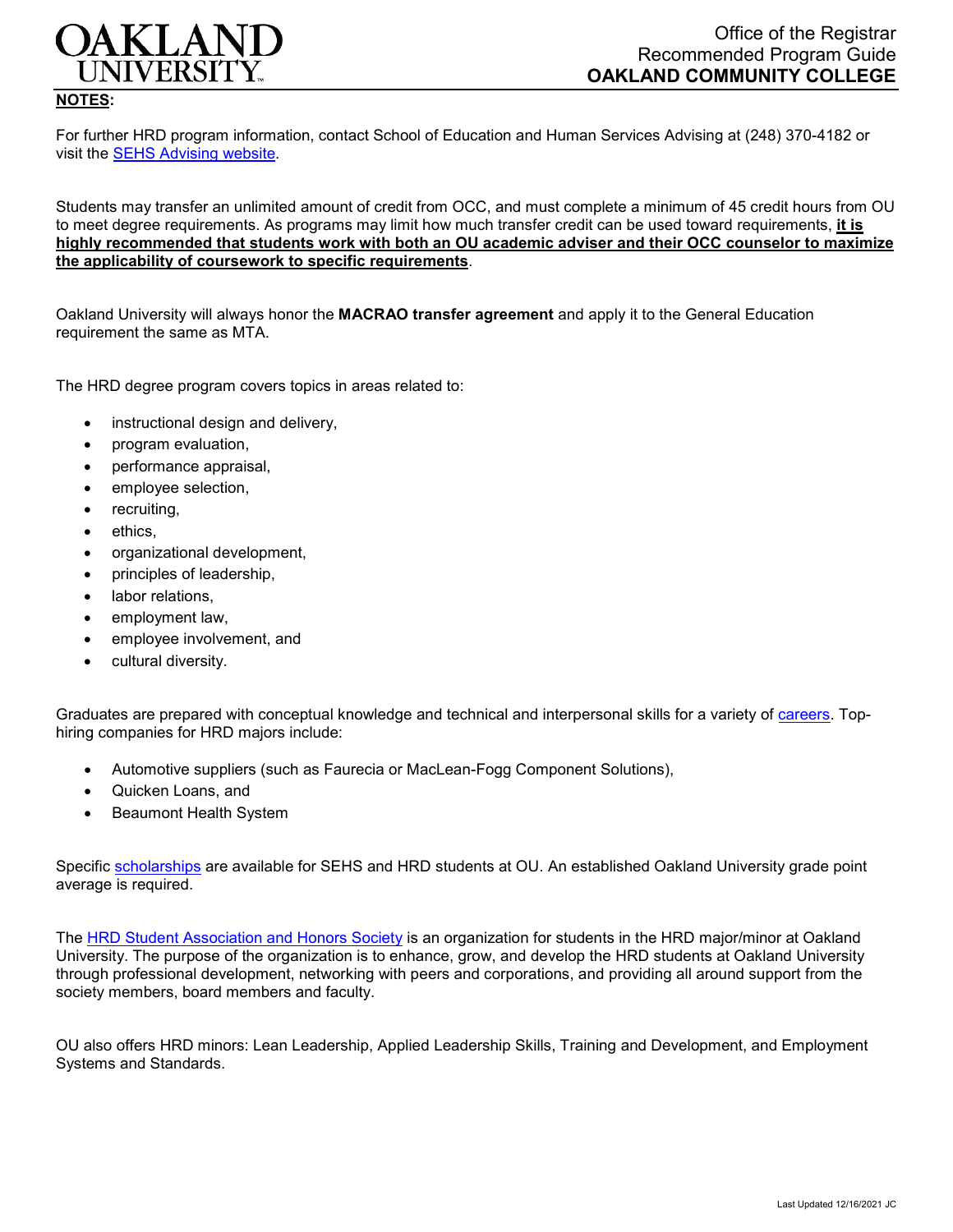**NOTES:**

For further HRD program information, contact School of Education and Human Services Advising at (248) 370-4182 or visit the SEHS Advising website.

Students may transfer an unlimited amount of credit from OCC, and must complete a minimum of 45 credit hours from OU to meet degree requirements. As programs may limit how much transfer credit can be used toward requirements, **it is highly recommended that students work with both an OU academic adviser and their OCC counselor to maximize the applicability of coursework to specific requirements**.

Oakland University will always honor the **MACRAO transfer agreement** and apply it to the General Education requirement the same as MTA.

The HRD degree program covers topics in areas related to:

- instructional design and delivery,
- program evaluation,
- performance appraisal,
- employee selection,
- recruiting,
- ethics,
- organizational development,
- principles of leadership,
- labor relations,
- employment law,
- employee involvement, and
- cultural diversity.

Graduates are prepared with conceptual knowledge and technical and interpersonal skills for a variety of careers. Top-hiring companies for HRD majors include:

- Automotive suppliers (such as Faurecia or MacLean-Fogg Component Solutions),
- Quicken Loans, and
- Beaumont Health System

Specific scholarships are available for SEHS and HRD students at OU. An established Oakland University grade point average is required.

The HRD Student Association and Honors Society is an organization for students in the HRD major/minor at Oakland University. The purpose of the organization is to enhance, grow, and develop the HRD students at Oakland University through professional development, networking with peers and corporations, and providing all around support from the society members, board members and faculty.

OU also offers HRD minors: Lean Leadership, Applied Leadership Skills, Training and Development, and Employment Systems and Standards.